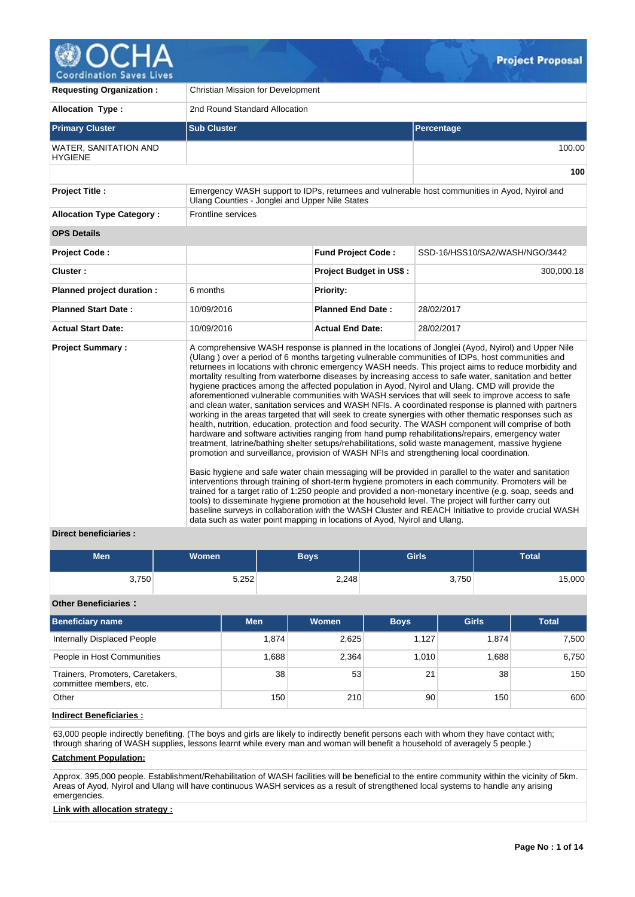# OCHA Project Proposal

| | | | |
|---|---|---|---|
| **Requesting Organization :** | Christian Mission for Development | | |
| **Allocation Type :** | 2nd Round Standard Allocation | | |

| Primary Cluster | Sub Cluster | Percentage |
|---|---|---|
| WATER, SANITATION AND HYGIENE | | 100.00 |
| | | **100** |

| | | | |
|---|---|---|---|
| **Project Title :** | Emergency WASH support to IDPs, returnees and vulnerable host communities in Ayod, Nyirol and Ulang Counties - Jonglei and Upper Nile States | | |
| **Allocation Type Category :** | Frontline services | | |
| **OPS Details** | | | |
| **Project Code :** | | **Fund Project Code :** | SSD-16/HSS10/SA2/WASH/NGO/3442 |
| **Cluster :** | | **Project Budget in US$ :** | 300,000.18 |
| **Planned project duration :** | 6 months | **Priority:** | |
| **Planned Start Date :** | 10/09/2016 | **Planned End Date :** | 28/02/2017 |
| **Actual Start Date:** | 10/09/2016 | **Actual End Date:** | 28/02/2017 |

**Project Summary :**

A comprehensive WASH response is planned in the locations of Jonglei (Ayod, Nyirol) and Upper Nile (Ulang ) over a period of 6 months targeting vulnerable communities of IDPs, host communities and returnees in locations with chronic emergency WASH needs. This project aims to reduce morbidity and mortality resulting from waterborne diseases by increasing access to safe water, sanitation and better hygiene practices among the affected population in Ayod, Nyirol and Ulang. CMD will provide the aforementioned vulnerable communities with WASH services that will seek to improve access to safe and clean water, sanitation services and WASH NFIs. A coordinated response is planned with partners working in the areas targeted that will seek to create synergies with other thematic responses such as health, nutrition, education, protection and food security. The WASH component will comprise of both hardware and software activities ranging from hand pump rehabilitations/repairs, emergency water treatment, latrine/bathing shelter setups/rehabilitations, solid waste management, massive hygiene promotion and surveillance, provision of WASH NFIs and strengthening local coordination.

Basic hygiene and safe water chain messaging will be provided in parallel to the water and sanitation interventions through training of short-term hygiene promoters in each community. Promoters will be trained for a target ratio of 1:250 people and provided a non-monetary incentive (e.g. soap, seeds and tools) to disseminate hygiene promotion at the household level. The project will further carry out baseline surveys in collaboration with the WASH Cluster and REACH Initiative to provide crucial WASH data such as water point mapping in locations of Ayod, Nyirol and Ulang.

**Direct beneficiaries :**

| Men | Women | Boys | Girls | Total |
|---|---|---|---|---|
| 3,750 | 5,252 | 2,248 | 3,750 | 15,000 |

**Other Beneficiaries :**

| Beneficiary name | Men | Women | Boys | Girls | Total |
|---|---|---|---|---|---|
| Internally Displaced People | 1,874 | 2,625 | 1,127 | 1,874 | 7,500 |
| People in Host Communities | 1,688 | 2,364 | 1,010 | 1,688 | 6,750 |
| Trainers, Promoters, Caretakers, committee members, etc. | 38 | 53 | 21 | 38 | 150 |
| Other | 150 | 210 | 90 | 150 | 600 |

**Indirect Beneficiaries :**

63,000 people indirectly benefiting. (The boys and girls are likely to indirectly benefit persons each with whom they have contact with; through sharing of WASH supplies, lessons learnt while every man and woman will benefit a household of averagely 5 people.)

**Catchment Population:**

Approx. 395,000 people. Establishment/Rehabilitation of WASH facilities will be beneficial to the entire community within the vicinity of 5km. Areas of Ayod, Nyirol and Ulang will have continuous WASH services as a result of strengthened local systems to handle any arising emergencies.

**Link with allocation strategy :**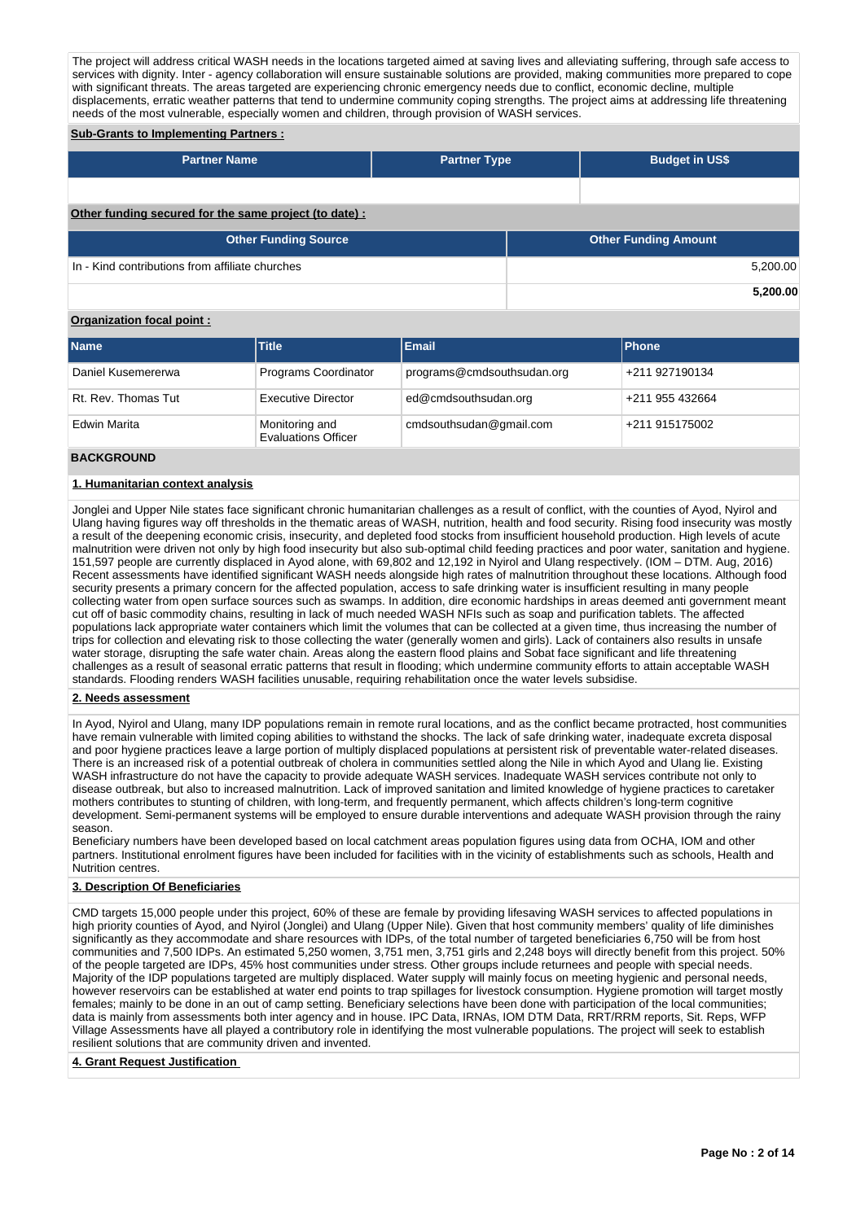The project will address critical WASH needs in the locations targeted aimed at saving lives and alleviating suffering, through safe access to services with dignity. Inter - agency collaboration will ensure sustainable solutions are provided, making communities more prepared to cope with significant threats. The areas targeted are experiencing chronic emergency needs due to conflict, economic decline, multiple displacements, erratic weather patterns that tend to undermine community coping strengths. The project aims at addressing life threatening needs of the most vulnerable, especially women and children, through provision of WASH services.

**Sub-Grants to Implementing Partners :**

| Partner Name | Partner Type | Budget in US$ |
| --- | --- | --- |
| | | |

**Other funding secured for the same project (to date) :**

| Other Funding Source | Other Funding Amount |
| --- | --- |
| In - Kind contributions from affiliate churches | 5,200.00 |
| | **5,200.00** |

**Organization focal point :**

| Name | Title | Email | Phone |
| --- | --- | --- | --- |
| Daniel Kusemererwa | Programs Coordinator | programs@cmdsouthsudan.org | +211 927190134 |
| Rt. Rev. Thomas Tut | Executive Director | ed@cmdsouthsudan.org | +211 955 432664 |
| Edwin Marita | Monitoring and Evaluations Officer | cmdsouthsudan@gmail.com | +211 915175002 |

## BACKGROUND

### 1. Humanitarian context analysis

Jonglei and Upper Nile states face significant chronic humanitarian challenges as a result of conflict, with the counties of Ayod, Nyirol and Ulang having figures way off thresholds in the thematic areas of WASH, nutrition, health and food security. Rising food insecurity was mostly a result of the deepening economic crisis, insecurity, and depleted food stocks from insufficient household production. High levels of acute malnutrition were driven not only by high food insecurity but also sub-optimal child feeding practices and poor water, sanitation and hygiene. 151,597 people are currently displaced in Ayod alone, with 69,802 and 12,192 in Nyirol and Ulang respectively. (IOM – DTM. Aug, 2016) Recent assessments have identified significant WASH needs alongside high rates of malnutrition throughout these locations. Although food security presents a primary concern for the affected population, access to safe drinking water is insufficient resulting in many people collecting water from open surface sources such as swamps. In addition, dire economic hardships in areas deemed anti government meant cut off of basic commodity chains, resulting in lack of much needed WASH NFIs such as soap and purification tablets. The affected populations lack appropriate water containers which limit the volumes that can be collected at a given time, thus increasing the number of trips for collection and elevating risk to those collecting the water (generally women and girls). Lack of containers also results in unsafe water storage, disrupting the safe water chain. Areas along the eastern flood plains and Sobat face significant and life threatening challenges as a result of seasonal erratic patterns that result in flooding; which undermine community efforts to attain acceptable WASH standards. Flooding renders WASH facilities unusable, requiring rehabilitation once the water levels subsidise.

### 2. Needs assessment

In Ayod, Nyirol and Ulang, many IDP populations remain in remote rural locations, and as the conflict became protracted, host communities have remain vulnerable with limited coping abilities to withstand the shocks. The lack of safe drinking water, inadequate excreta disposal and poor hygiene practices leave a large portion of multiply displaced populations at persistent risk of preventable water-related diseases. There is an increased risk of a potential outbreak of cholera in communities settled along the Nile in which Ayod and Ulang lie. Existing WASH infrastructure do not have the capacity to provide adequate WASH services. Inadequate WASH services contribute not only to disease outbreak, but also to increased malnutrition. Lack of improved sanitation and limited knowledge of hygiene practices to caretaker mothers contributes to stunting of children, with long-term, and frequently permanent, which affects children's long-term cognitive development. Semi-permanent systems will be employed to ensure durable interventions and adequate WASH provision through the rainy season.
Beneficiary numbers have been developed based on local catchment areas population figures using data from OCHA, IOM and other partners. Institutional enrolment figures have been included for facilities with in the vicinity of establishments such as schools, Health and Nutrition centres.

### 3. Description Of Beneficiaries

CMD targets 15,000 people under this project, 60% of these are female by providing lifesaving WASH services to affected populations in high priority counties of Ayod, and Nyirol (Jonglei) and Ulang (Upper Nile). Given that host community members' quality of life diminishes significantly as they accommodate and share resources with IDPs, of the total number of targeted beneficiaries 6,750 will be from host communities and 7,500 IDPs. An estimated 5,250 women, 3,751 men, 3,751 girls and 2,248 boys will directly benefit from this project. 50% of the people targeted are IDPs, 45% host communities under stress. Other groups include returnees and people with special needs. Majority of the IDP populations targeted are multiply displaced. Water supply will mainly focus on meeting hygienic and personal needs, however reservoirs can be established at water end points to trap spillages for livestock consumption. Hygiene promotion will target mostly females; mainly to be done in an out of camp setting. Beneficiary selections have been done with participation of the local communities; data is mainly from assessments both inter agency and in house. IPC Data, IRNAs, IOM DTM Data, RRT/RRM reports, Sit. Reps, WFP Village Assessments have all played a contributory role in identifying the most vulnerable populations. The project will seek to establish resilient solutions that are community driven and invented.

### 4. Grant Request Justification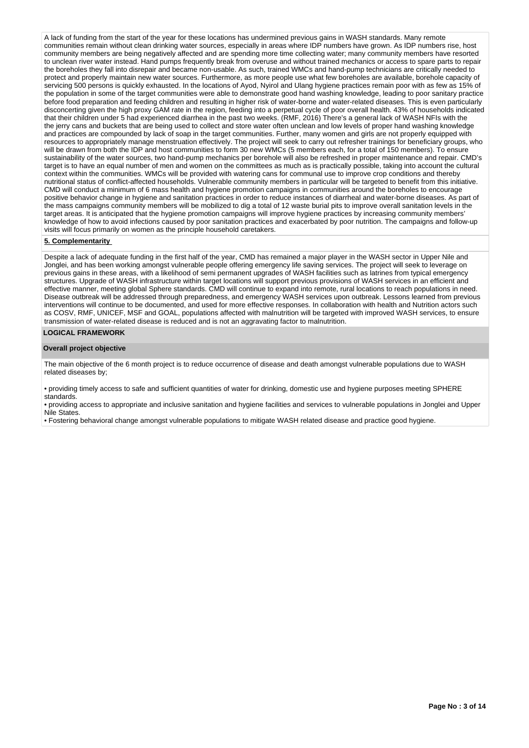A lack of funding from the start of the year for these locations has undermined previous gains in WASH standards. Many remote communities remain without clean drinking water sources, especially in areas where IDP numbers have grown. As IDP numbers rise, host community members are being negatively affected and are spending more time collecting water; many community members have resorted to unclean river water instead. Hand pumps frequently break from overuse and without trained mechanics or access to spare parts to repair the boreholes they fall into disrepair and became non-usable. As such, trained WMCs and hand-pump technicians are critically needed to protect and properly maintain new water sources. Furthermore, as more people use what few boreholes are available, borehole capacity of servicing 500 persons is quickly exhausted. In the locations of Ayod, Nyirol and Ulang hygiene practices remain poor with as few as 15% of the population in some of the target communities were able to demonstrate good hand washing knowledge, leading to poor sanitary practice before food preparation and feeding children and resulting in higher risk of water-borne and water-related diseases. This is even particularly disconcerting given the high proxy GAM rate in the region, feeding into a perpetual cycle of poor overall health. 43% of households indicated that their children under 5 had experienced diarrhea in the past two weeks. (RMF, 2016) There's a general lack of WASH NFIs with the the jerry cans and buckets that are being used to collect and store water often unclean and low levels of proper hand washing knowledge and practices are compounded by lack of soap in the target communities. Further, many women and girls are not properly equipped with resources to appropriately manage menstruation effectively. The project will seek to carry out refresher trainings for beneficiary groups, who will be drawn from both the IDP and host communities to form 30 new WMCs (5 members each, for a total of 150 members). To ensure sustainability of the water sources, two hand-pump mechanics per borehole will also be refreshed in proper maintenance and repair. CMD's target is to have an equal number of men and women on the committees as much as is practically possible, taking into account the cultural context within the communities. WMCs will be provided with watering cans for communal use to improve crop conditions and thereby nutritional status of conflict-affected households. Vulnerable community members in particular will be targeted to benefit from this initiative. CMD will conduct a minimum of 6 mass health and hygiene promotion campaigns in communities around the boreholes to encourage positive behavior change in hygiene and sanitation practices in order to reduce instances of diarrheal and water-borne diseases. As part of the mass campaigns community members will be mobilized to dig a total of 12 waste burial pits to improve overall sanitation levels in the target areas. It is anticipated that the hygiene promotion campaigns will improve hygiene practices by increasing community members' knowledge of how to avoid infections caused by poor sanitation practices and exacerbated by poor nutrition. The campaigns and follow-up visits will focus primarily on women as the principle household caretakers.

**5. Complementarity**

Despite a lack of adequate funding in the first half of the year, CMD has remained a major player in the WASH sector in Upper Nile and Jonglei, and has been working amongst vulnerable people offering emergency life saving services. The project will seek to leverage on previous gains in these areas, with a likelihood of semi permanent upgrades of WASH facilities such as latrines from typical emergency structures. Upgrade of WASH infrastructure within target locations will support previous provisions of WASH services in an efficient and effective manner, meeting global Sphere standards. CMD will continue to expand into remote, rural locations to reach populations in need. Disease outbreak will be addressed through preparedness, and emergency WASH services upon outbreak. Lessons learned from previous interventions will continue to be documented, and used for more effective responses. In collaboration with health and Nutrition actors such as COSV, RMF, UNICEF, MSF and GOAL, populations affected with malnutrition will be targeted with improved WASH services, to ensure transmission of water-related disease is reduced and is not an aggravating factor to malnutrition.

## LOGICAL FRAMEWORK

### Overall project objective

The main objective of the 6 month project is to reduce occurrence of disease and death amongst vulnerable populations due to WASH related diseases by;

- providing timely access to safe and sufficient quantities of water for drinking, domestic use and hygiene purposes meeting SPHERE standards.
- providing access to appropriate and inclusive sanitation and hygiene facilities and services to vulnerable populations in Jonglei and Upper Nile States.
- Fostering behavioral change amongst vulnerable populations to mitigate WASH related disease and practice good hygiene.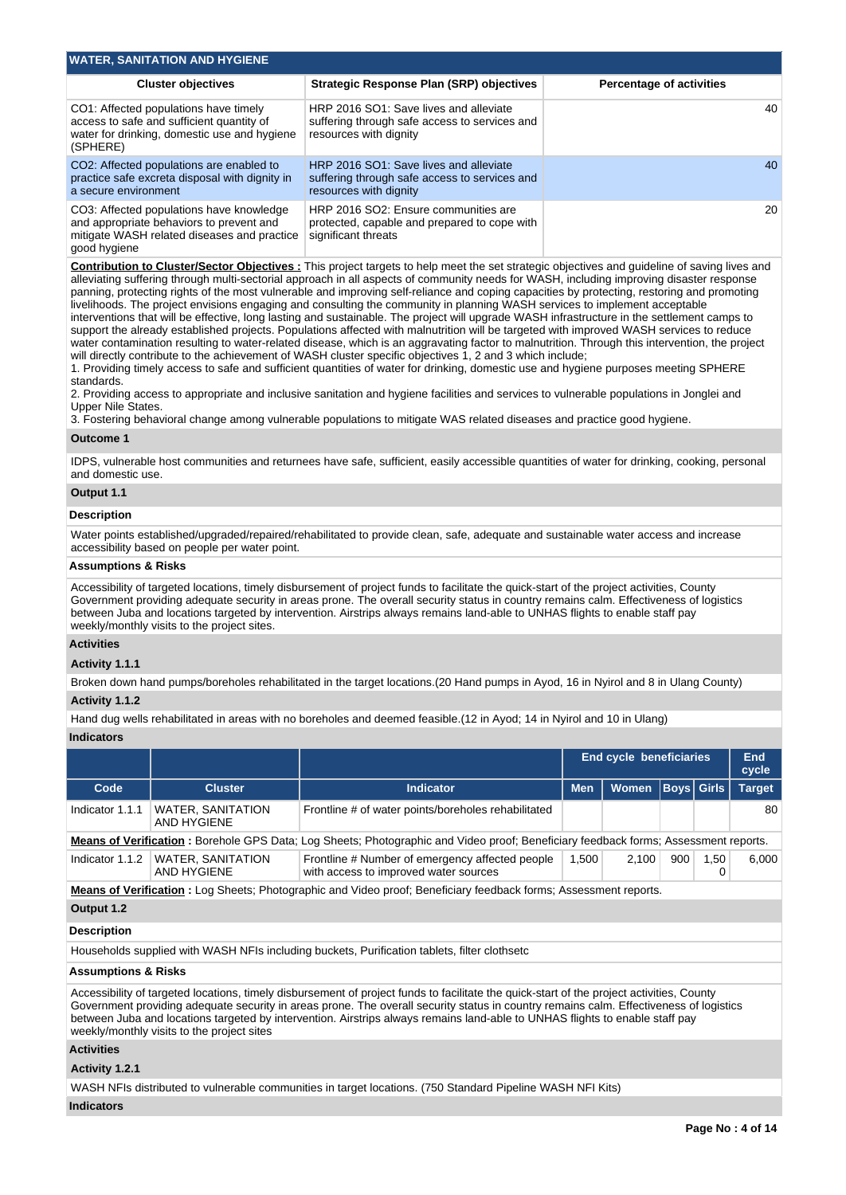## WATER, SANITATION AND HYGIENE

| Cluster objectives | Strategic Response Plan (SRP) objectives | Percentage of activities |
|---|---|---|
| CO1: Affected populations have timely access to safe and sufficient quantity of water for drinking, domestic use and hygiene (SPHERE) | HRP 2016 SO1: Save lives and alleviate suffering through safe access to services and resources with dignity | 40 |
| CO2: Affected populations are enabled to practice safe excreta disposal with dignity in a secure environment | HRP 2016 SO1: Save lives and alleviate suffering through safe access to services and resources with dignity | 40 |
| CO3: Affected populations have knowledge and appropriate behaviors to prevent and mitigate WASH related diseases and practice good hygiene | HRP 2016 SO2: Ensure communities are protected, capable and prepared to cope with significant threats | 20 |

**Contribution to Cluster/Sector Objectives :** This project targets to help meet the set strategic objectives and guideline of saving lives and alleviating suffering through multi-sectorial approach in all aspects of community needs for WASH, including improving disaster response panning, protecting rights of the most vulnerable and improving self-reliance and coping capacities by protecting, restoring and promoting livelihoods. The project envisions engaging and consulting the community in planning WASH services to implement acceptable interventions that will be effective, long lasting and sustainable. The project will upgrade WASH infrastructure in the settlement camps to support the already established projects. Populations affected with malnutrition will be targeted with improved WASH services to reduce water contamination resulting to water-related disease, which is an aggravating factor to malnutrition. Through this intervention, the project will directly contribute to the achievement of WASH cluster specific objectives 1, 2 and 3 which include;
1. Providing timely access to safe and sufficient quantities of water for drinking, domestic use and hygiene purposes meeting SPHERE standards.
2. Providing access to appropriate and inclusive sanitation and hygiene facilities and services to vulnerable populations in Jonglei and Upper Nile States.
3. Fostering behavioral change among vulnerable populations to mitigate WAS related diseases and practice good hygiene.

### Outcome 1

IDPS, vulnerable host communities and returnees have safe, sufficient, easily accessible quantities of water for drinking, cooking, personal and domestic use.

### Output 1.1

**Description**

Water points established/upgraded/repaired/rehabilitated to provide clean, safe, adequate and sustainable water access and increase accessibility based on people per water point.

**Assumptions & Risks**

Accessibility of targeted locations, timely disbursement of project funds to facilitate the quick-start of the project activities, County Government providing adequate security in areas prone. The overall security status in country remains calm. Effectiveness of logistics between Juba and locations targeted by intervention. Airstrips always remains land-able to UNHAS flights to enable staff pay weekly/monthly visits to the project sites.

**Activities**

**Activity 1.1.1**

Broken down hand pumps/boreholes rehabilitated in the target locations.(20 Hand pumps in Ayod, 16 in Nyirol and 8 in Ulang County)

**Activity 1.1.2**

Hand dug wells rehabilitated in areas with no boreholes and deemed feasible.(12 in Ayod; 14 in Nyirol and 10 in Ulang)

**Indicators**

| | | | End cycle beneficiaries | | | | End cycle |
|---|---|---|---|---|---|---|---|
| Code | Cluster | Indicator | Men | Women | Boys | Girls | Target |
| Indicator 1.1.1 | WATER, SANITATION AND HYGIENE | Frontline # of water points/boreholes rehabilitated | | | | | 80 |
| **Means of Verification :** Borehole GPS Data; Log Sheets; Photographic and Video proof; Beneficiary feedback forms; Assessment reports. | | | | | | | |
| Indicator 1.1.2 | WATER, SANITATION AND HYGIENE | Frontline # Number of emergency affected people with access to improved water sources | 1,500 | 2,100 | 900 | 1,500 | 6,000 |
| **Means of Verification :** Log Sheets; Photographic and Video proof; Beneficiary feedback forms; Assessment reports. | | | | | | | |

### Output 1.2

**Description**

Households supplied with WASH NFIs including buckets, Purification tablets, filter clothsetc

**Assumptions & Risks**

Accessibility of targeted locations, timely disbursement of project funds to facilitate the quick-start of the project activities, County Government providing adequate security in areas prone. The overall security status in country remains calm. Effectiveness of logistics between Juba and locations targeted by intervention. Airstrips always remains land-able to UNHAS flights to enable staff pay weekly/monthly visits to the project sites

**Activities**

**Activity 1.2.1**

WASH NFIs distributed to vulnerable communities in target locations. (750 Standard Pipeline WASH NFI Kits)

**Indicators**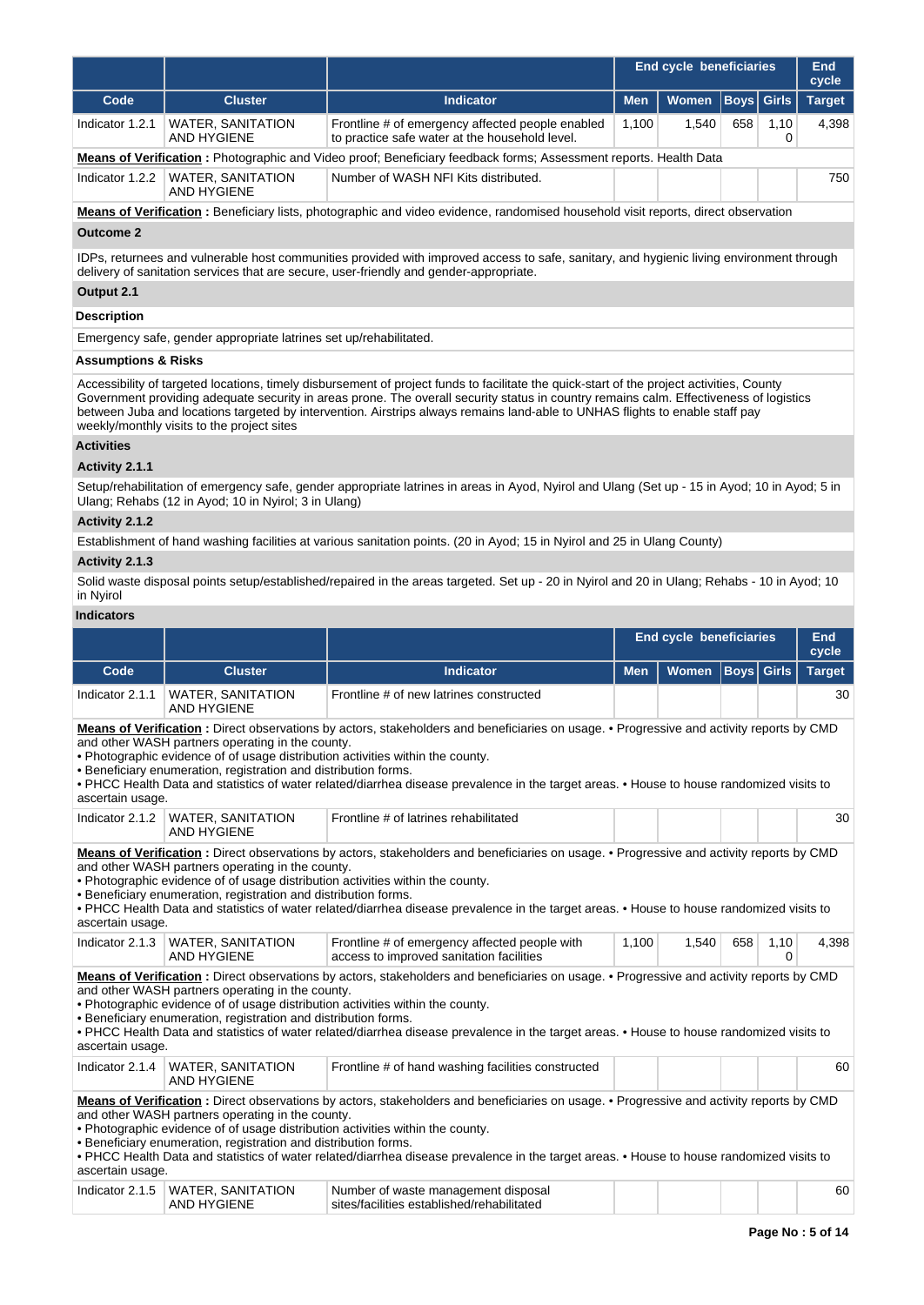| | | | End cycle beneficiaries | | | | End cycle |
|---|---|---|---|---|---|---|---|
| **Code** | **Cluster** | **Indicator** | **Men** | **Women** | **Boys** | **Girls** | **Target** |
| Indicator 1.2.1 | WATER, SANITATION AND HYGIENE | Frontline # of emergency affected people enabled to practice safe water at the household level. | 1,100 | 1,540 | 658 | 1,100 | 4,398 |

**Means of Verification :** Photographic and Video proof; Beneficiary feedback forms; Assessment reports. Health Data

| | | | | | | | |
|---|---|---|---|---|---|---|---|
| Indicator 1.2.2 | WATER, SANITATION AND HYGIENE | Number of WASH NFI Kits distributed. | | | | | 750 |

**Means of Verification :** Beneficiary lists, photographic and video evidence, randomised household visit reports, direct observation

### Outcome 2

IDPs, returnees and vulnerable host communities provided with improved access to safe, sanitary, and hygienic living environment through delivery of sanitation services that are secure, user-friendly and gender-appropriate.

### Output 2.1

**Description**

Emergency safe, gender appropriate latrines set up/rehabilitated.

**Assumptions & Risks**

Accessibility of targeted locations, timely disbursement of project funds to facilitate the quick-start of the project activities, County Government providing adequate security in areas prone. The overall security status in country remains calm. Effectiveness of logistics between Juba and locations targeted by intervention. Airstrips always remains land-able to UNHAS flights to enable staff pay weekly/monthly visits to the project sites

**Activities**

**Activity 2.1.1**

Setup/rehabilitation of emergency safe, gender appropriate latrines in areas in Ayod, Nyirol and Ulang (Set up - 15 in Ayod; 10 in Ayod; 5 in Ulang; Rehabs (12 in Ayod; 10 in Nyirol; 3 in Ulang)

**Activity 2.1.2**

Establishment of hand washing facilities at various sanitation points. (20 in Ayod; 15 in Nyirol and 25 in Ulang County)

**Activity 2.1.3**

Solid waste disposal points setup/established/repaired in the areas targeted. Set up - 20 in Nyirol and 20 in Ulang; Rehabs - 10 in Ayod; 10 in Nyirol

**Indicators**

| | | | End cycle beneficiaries | | | | End cycle |
|---|---|---|---|---|---|---|---|
| **Code** | **Cluster** | **Indicator** | **Men** | **Women** | **Boys** | **Girls** | **Target** |
| Indicator 2.1.1 | WATER, SANITATION AND HYGIENE | Frontline # of new latrines constructed | | | | | 30 |

**Means of Verification :** Direct observations by actors, stakeholders and beneficiaries on usage. • Progressive and activity reports by CMD and other WASH partners operating in the county.
• Photographic evidence of of usage distribution activities within the county.
• Beneficiary enumeration, registration and distribution forms.
• PHCC Health Data and statistics of water related/diarrhea disease prevalence in the target areas. • House to house randomized visits to ascertain usage.

| | | | | | | | |
|---|---|---|---|---|---|---|---|
| Indicator 2.1.2 | WATER, SANITATION AND HYGIENE | Frontline # of latrines rehabilitated | | | | | 30 |

**Means of Verification :** Direct observations by actors, stakeholders and beneficiaries on usage. • Progressive and activity reports by CMD and other WASH partners operating in the county.
• Photographic evidence of of usage distribution activities within the county.
• Beneficiary enumeration, registration and distribution forms.
• PHCC Health Data and statistics of water related/diarrhea disease prevalence in the target areas. • House to house randomized visits to ascertain usage.

| | | | | | | | |
|---|---|---|---|---|---|---|---|
| Indicator 2.1.3 | WATER, SANITATION AND HYGIENE | Frontline # of emergency affected people with access to improved sanitation facilities | 1,100 | 1,540 | 658 | 1,100 | 4,398 |

**Means of Verification :** Direct observations by actors, stakeholders and beneficiaries on usage. • Progressive and activity reports by CMD and other WASH partners operating in the county.
• Photographic evidence of of usage distribution activities within the county.
• Beneficiary enumeration, registration and distribution forms.
• PHCC Health Data and statistics of water related/diarrhea disease prevalence in the target areas. • House to house randomized visits to ascertain usage.

| | | | | | | | |
|---|---|---|---|---|---|---|---|
| Indicator 2.1.4 | WATER, SANITATION AND HYGIENE | Frontline # of hand washing facilities constructed | | | | | 60 |

**Means of Verification :** Direct observations by actors, stakeholders and beneficiaries on usage. • Progressive and activity reports by CMD and other WASH partners operating in the county.
• Photographic evidence of of usage distribution activities within the county.
• Beneficiary enumeration, registration and distribution forms.
• PHCC Health Data and statistics of water related/diarrhea disease prevalence in the target areas. • House to house randomized visits to ascertain usage.

| | | | | | | | |
|---|---|---|---|---|---|---|---|
| Indicator 2.1.5 | WATER, SANITATION AND HYGIENE | Number of waste management disposal sites/facilities established/rehabilitated | | | | | 60 |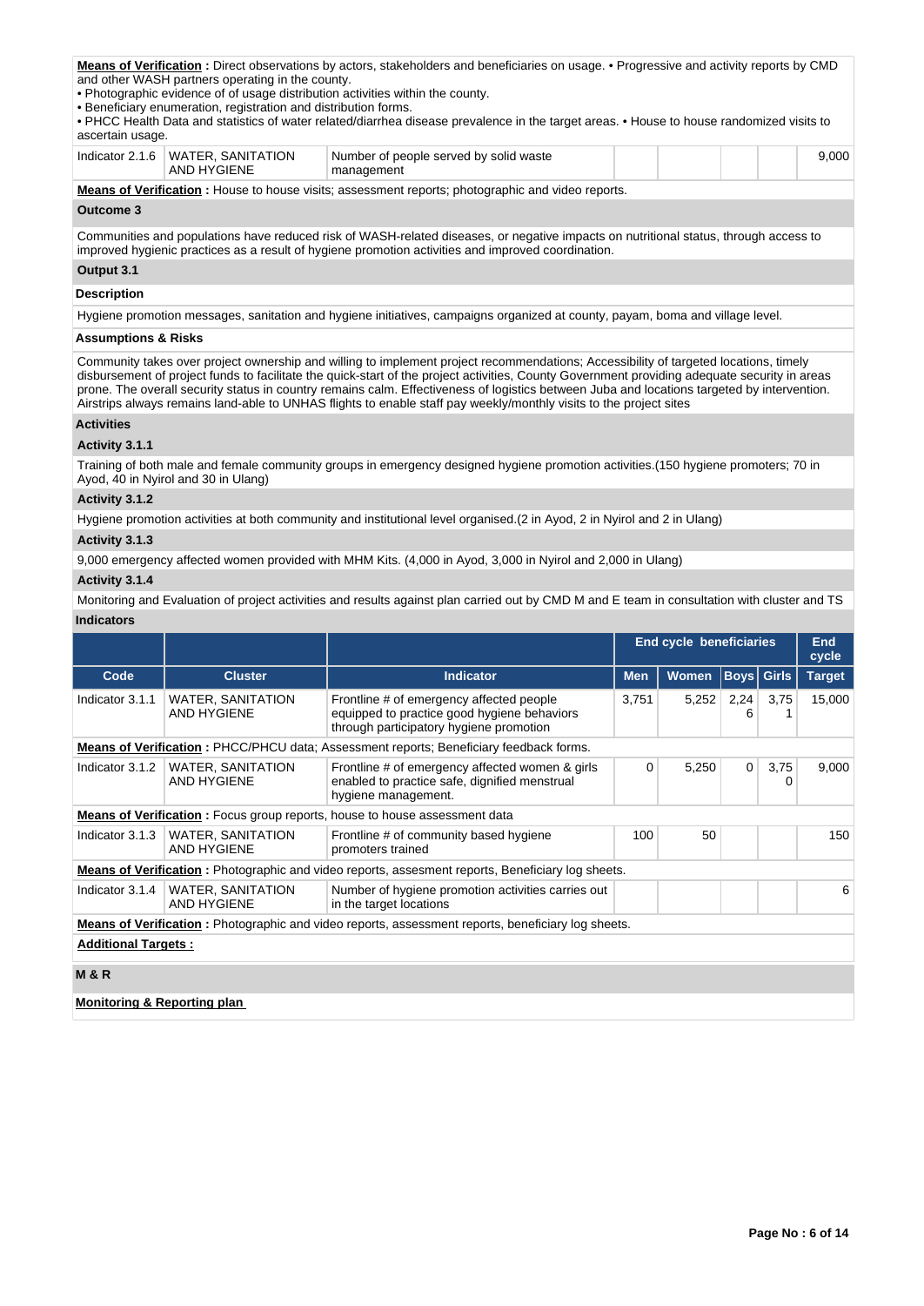**Means of Verification :** Direct observations by actors, stakeholders and beneficiaries on usage. • Progressive and activity reports by CMD and other WASH partners operating in the county.
• Photographic evidence of of usage distribution activities within the county.
• Beneficiary enumeration, registration and distribution forms.
• PHCC Health Data and statistics of water related/diarrhea disease prevalence in the target areas. • House to house randomized visits to ascertain usage.

| Indicator 2.1.6 | WATER, SANITATION AND HYGIENE | Number of people served by solid waste management | | | | | 9,000 |
|---|---|---|---|---|---|---|---|

**Means of Verification :** House to house visits; assessment reports; photographic and video reports.

**Outcome 3**

Communities and populations have reduced risk of WASH-related diseases, or negative impacts on nutritional status, through access to improved hygienic practices as a result of hygiene promotion activities and improved coordination.

**Output 3.1**

**Description**

Hygiene promotion messages, sanitation and hygiene initiatives, campaigns organized at county, payam, boma and village level.

**Assumptions & Risks**

Community takes over project ownership and willing to implement project recommendations; Accessibility of targeted locations, timely disbursement of project funds to facilitate the quick-start of the project activities, County Government providing adequate security in areas prone. The overall security status in country remains calm. Effectiveness of logistics between Juba and locations targeted by intervention. Airstrips always remains land-able to UNHAS flights to enable staff pay weekly/monthly visits to the project sites

**Activities**

**Activity 3.1.1**

Training of both male and female community groups in emergency designed hygiene promotion activities.(150 hygiene promoters; 70 in Ayod, 40 in Nyirol and 30 in Ulang)

**Activity 3.1.2**

Hygiene promotion activities at both community and institutional level organised.(2 in Ayod, 2 in Nyirol and 2 in Ulang)

**Activity 3.1.3**

9,000 emergency affected women provided with MHM Kits. (4,000 in Ayod, 3,000 in Nyirol and 2,000 in Ulang)

**Activity 3.1.4**

Monitoring and Evaluation of project activities and results against plan carried out by CMD M and E team in consultation with cluster and TS

**Indicators**

| | | | End cycle beneficiaries | | | | End cycle |
|---|---|---|---|---|---|---|---|
| **Code** | **Cluster** | **Indicator** | **Men** | **Women** | **Boys** | **Girls** | **Target** |
| Indicator 3.1.1 | WATER, SANITATION AND HYGIENE | Frontline # of emergency affected people equipped to practice good hygiene behaviors through participatory hygiene promotion | 3,751 | 5,252 | 2,246 | 3,751 | 15,000 |
| **Means of Verification :** PHCC/PHCU data; Assessment reports; Beneficiary feedback forms. | | | | | | | |
| Indicator 3.1.2 | WATER, SANITATION AND HYGIENE | Frontline # of emergency affected women & girls enabled to practice safe, dignified menstrual hygiene management. | 0 | 5,250 | 0 | 3,750 | 9,000 |
| **Means of Verification :** Focus group reports, house to house assessment data | | | | | | | |
| Indicator 3.1.3 | WATER, SANITATION AND HYGIENE | Frontline # of community based hygiene promoters trained | 100 | 50 | | | 150 |
| **Means of Verification :** Photographic and video reports, assesment reports, Beneficiary log sheets. | | | | | | | |
| Indicator 3.1.4 | WATER, SANITATION AND HYGIENE | Number of hygiene promotion activities carries out in the target locations | | | | | 6 |
| **Means of Verification :** Photographic and video reports, assessment reports, beneficiary log sheets. | | | | | | | |

**Additional Targets :**

**M & R**

**Monitoring & Reporting plan**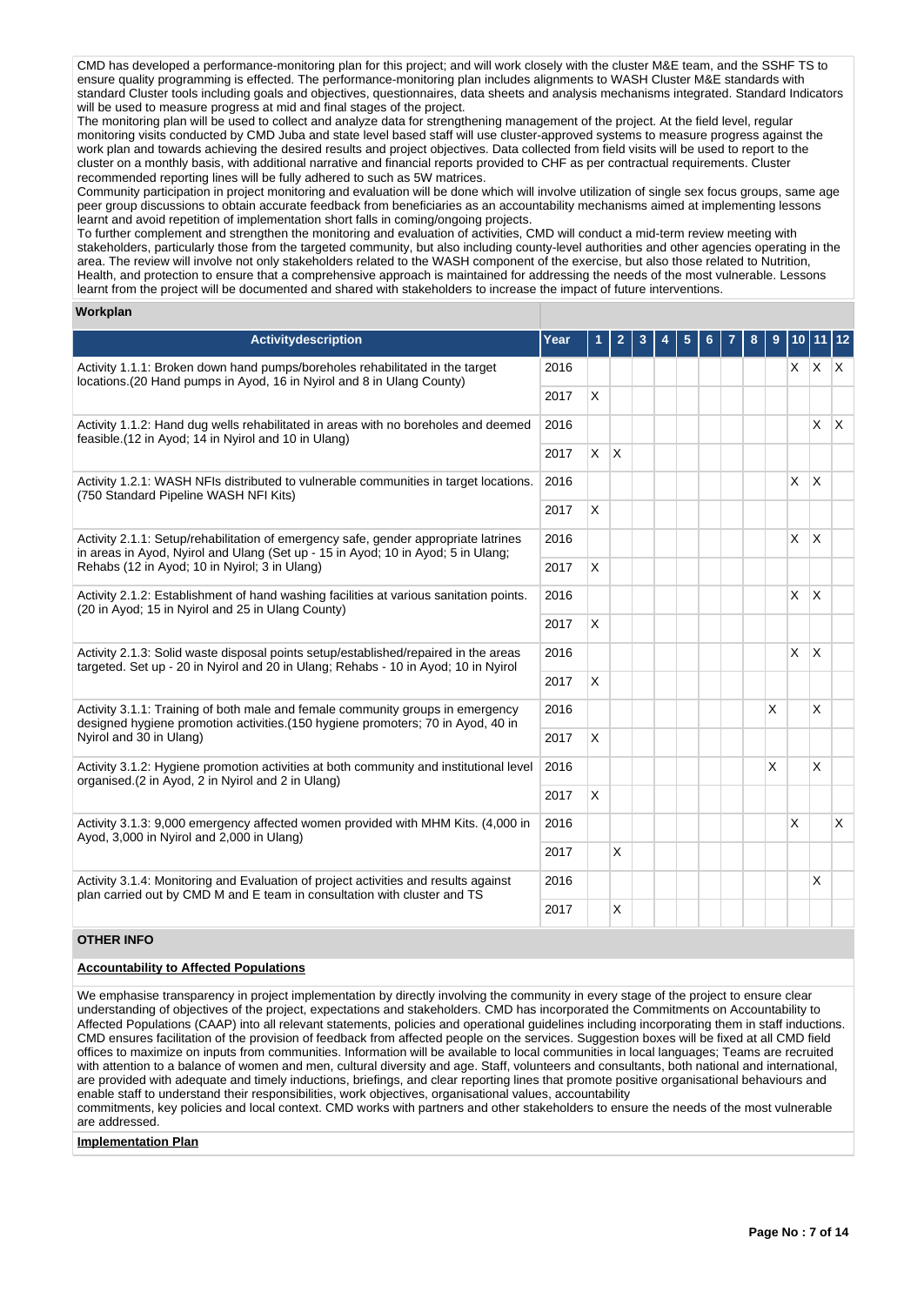CMD has developed a performance-monitoring plan for this project; and will work closely with the cluster M&E team, and the SSHF TS to ensure quality programming is effected. The performance-monitoring plan includes alignments to WASH Cluster M&E standards with standard Cluster tools including goals and objectives, questionnaires, data sheets and analysis mechanisms integrated. Standard Indicators will be used to measure progress at mid and final stages of the project.
The monitoring plan will be used to collect and analyze data for strengthening management of the project. At the field level, regular monitoring visits conducted by CMD Juba and state level based staff will use cluster-approved systems to measure progress against the work plan and towards achieving the desired results and project objectives. Data collected from field visits will be used to report to the cluster on a monthly basis, with additional narrative and financial reports provided to CHF as per contractual requirements. Cluster recommended reporting lines will be fully adhered to such as 5W matrices.
Community participation in project monitoring and evaluation will be done which will involve utilization of single sex focus groups, same age peer group discussions to obtain accurate feedback from beneficiaries as an accountability mechanisms aimed at implementing lessons learnt and avoid repetition of implementation short falls in coming/ongoing projects.
To further complement and strengthen the monitoring and evaluation of activities, CMD will conduct a mid-term review meeting with stakeholders, particularly those from the targeted community, but also including county-level authorities and other agencies operating in the area. The review will involve not only stakeholders related to the WASH component of the exercise, but also those related to Nutrition, Health, and protection to ensure that a comprehensive approach is maintained for addressing the needs of the most vulnerable. Lessons learnt from the project will be documented and shared with stakeholders to increase the impact of future interventions.

**Workplan**

| Activitydescription | Year | 1 | 2 | 3 | 4 | 5 | 6 | 7 | 8 | 9 | 10 | 11 | 12 |
|---|---|---|---|---|---|---|---|---|---|---|---|---|---|
| Activity 1.1.1: Broken down hand pumps/boreholes rehabilitated in the target locations.(20 Hand pumps in Ayod, 16 in Nyirol and 8 in Ulang County) | 2016 | | | | | | | | | | X | X | X |
| | 2017 | X | | | | | | | | | | | |
| Activity 1.1.2: Hand dug wells rehabilitated in areas with no boreholes and deemed feasible.(12 in Ayod; 14 in Nyirol and 10 in Ulang) | 2016 | | | | | | | | | | | X | X |
| | 2017 | X | X | | | | | | | | | | |
| Activity 1.2.1: WASH NFIs distributed to vulnerable communities in target locations.(750 Standard Pipeline WASH NFI Kits) | 2016 | | | | | | | | | | X | X | |
| | 2017 | X | | | | | | | | | | | |
| Activity 2.1.1: Setup/rehabilitation of emergency safe, gender appropriate latrines in areas in Ayod, Nyirol and Ulang (Set up - 15 in Ayod; 10 in Ayod; 5 in Ulang; Rehabs (12 in Ayod; 10 in Nyirol; 3 in Ulang) | 2016 | | | | | | | | | | X | X | |
| | 2017 | X | | | | | | | | | | | |
| Activity 2.1.2: Establishment of hand washing facilities at various sanitation points.(20 in Ayod; 15 in Nyirol and 25 in Ulang County) | 2016 | | | | | | | | | | X | X | |
| | 2017 | X | | | | | | | | | | | |
| Activity 2.1.3: Solid waste disposal points setup/established/repaired in the areas targeted. Set up - 20 in Nyirol and 20 in Ulang; Rehabs - 10 in Ayod; 10 in Nyirol | 2016 | | | | | | | | | | X | X | |
| | 2017 | X | | | | | | | | | | | |
| Activity 3.1.1: Training of both male and female community groups in emergency designed hygiene promotion activities.(150 hygiene promoters; 70 in Ayod, 40 in Nyirol and 30 in Ulang) | 2016 | | | | | | | | | X | | X | |
| | 2017 | X | | | | | | | | | | | |
| Activity 3.1.2: Hygiene promotion activities at both community and institutional level organised.(2 in Ayod, 2 in Nyirol and 2 in Ulang) | 2016 | | | | | | | | | X | | X | |
| | 2017 | X | | | | | | | | | | | |
| Activity 3.1.3: 9,000 emergency affected women provided with MHM Kits. (4,000 in Ayod, 3,000 in Nyirol and 2,000 in Ulang) | 2016 | | | | | | | | | | X | | X |
| | 2017 | | X | | | | | | | | | | |
| Activity 3.1.4: Monitoring and Evaluation of project activities and results against plan carried out by CMD M and E team in consultation with cluster and TS | 2016 | | | | | | | | | | | X | |
| | 2017 | | X | | | | | | | | | | |

**OTHER INFO**

**Accountability to Affected Populations**

We emphasise transparency in project implementation by directly involving the community in every stage of the project to ensure clear understanding of objectives of the project, expectations and stakeholders. CMD has incorporated the Commitments on Accountability to Affected Populations (CAAP) into all relevant statements, policies and operational guidelines including incorporating them in staff inductions. CMD ensures facilitation of the provision of feedback from affected people on the services. Suggestion boxes will be fixed at all CMD field offices to maximize on inputs from communities. Information will be available to local communities in local languages; Teams are recruited with attention to a balance of women and men, cultural diversity and age. Staff, volunteers and consultants, both national and international, are provided with adequate and timely inductions, briefings, and clear reporting lines that promote positive organisational behaviours and enable staff to understand their responsibilities, work objectives, organisational values, accountability
commitments, key policies and local context. CMD works with partners and other stakeholders to ensure the needs of the most vulnerable are addressed.

**Implementation Plan**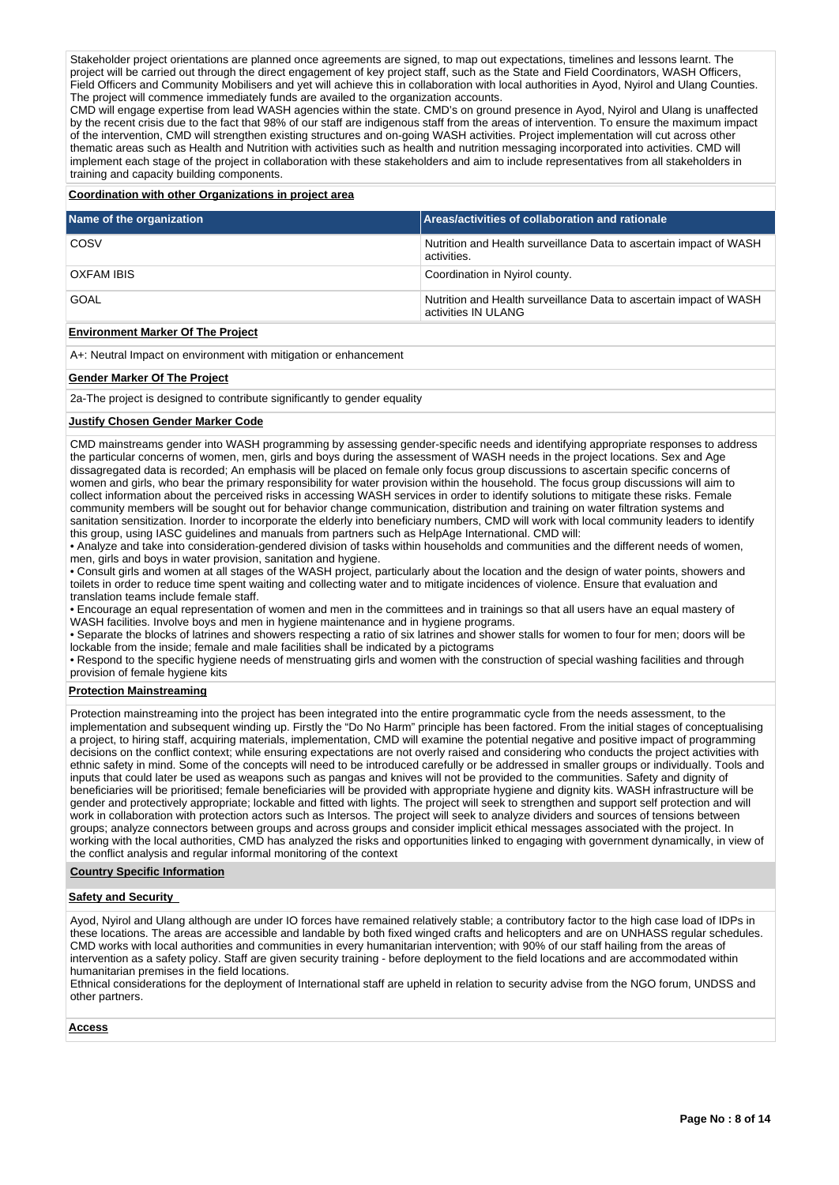Stakeholder project orientations are planned once agreements are signed, to map out expectations, timelines and lessons learnt. The project will be carried out through the direct engagement of key project staff, such as the State and Field Coordinators, WASH Officers, Field Officers and Community Mobilisers and yet will achieve this in collaboration with local authorities in Ayod, Nyirol and Ulang Counties. The project will commence immediately funds are availed to the organization accounts.
CMD will engage expertise from lead WASH agencies within the state. CMD's on ground presence in Ayod, Nyirol and Ulang is unaffected by the recent crisis due to the fact that 98% of our staff are indigenous staff from the areas of intervention. To ensure the maximum impact of the intervention, CMD will strengthen existing structures and on-going WASH activities. Project implementation will cut across other thematic areas such as Health and Nutrition with activities such as health and nutrition messaging incorporated into activities. CMD will implement each stage of the project in collaboration with these stakeholders and aim to include representatives from all stakeholders in training and capacity building components.

**Coordination with other Organizations in project area**

| Name of the organization | Areas/activities of collaboration and rationale |
|---|---|
| COSV | Nutrition and Health surveillance Data to ascertain impact of WASH activities. |
| OXFAM IBIS | Coordination in Nyirol county. |
| GOAL | Nutrition and Health surveillance Data to ascertain impact of WASH activities IN ULANG |

**Environment Marker Of The Project**

A+: Neutral Impact on environment with mitigation or enhancement

**Gender Marker Of The Project**

2a-The project is designed to contribute significantly to gender equality

**Justify Chosen Gender Marker Code**

CMD mainstreams gender into WASH programming by assessing gender-specific needs and identifying appropriate responses to address the particular concerns of women, men, girls and boys during the assessment of WASH needs in the project locations. Sex and Age dissagregated data is recorded; An emphasis will be placed on female only focus group discussions to ascertain specific concerns of women and girls, who bear the primary responsibility for water provision within the household. The focus group discussions will aim to collect information about the perceived risks in accessing WASH services in order to identify solutions to mitigate these risks. Female community members will be sought out for behavior change communication, distribution and training on water filtration systems and sanitation sensitization. Inorder to incorporate the elderly into beneficiary numbers, CMD will work with local community leaders to identify this group, using IASC guidelines and manuals from partners such as HelpAge International. CMD will:

• Analyze and take into consideration-gendered division of tasks within households and communities and the different needs of women, men, girls and boys in water provision, sanitation and hygiene.
• Consult girls and women at all stages of the WASH project, particularly about the location and the design of water points, showers and toilets in order to reduce time spent waiting and collecting water and to mitigate incidences of violence. Ensure that evaluation and translation teams include female staff.
• Encourage an equal representation of women and men in the committees and in trainings so that all users have an equal mastery of WASH facilities. Involve boys and men in hygiene maintenance and in hygiene programs.
• Separate the blocks of latrines and showers respecting a ratio of six latrines and shower stalls for women to four for men; doors will be lockable from the inside; female and male facilities shall be indicated by a pictograms
• Respond to the specific hygiene needs of menstruating girls and women with the construction of special washing facilities and through provision of female hygiene kits

**Protection Mainstreaming**

Protection mainstreaming into the project has been integrated into the entire programmatic cycle from the needs assessment, to the implementation and subsequent winding up. Firstly the "Do No Harm" principle has been factored. From the initial stages of conceptualising a project, to hiring staff, acquiring materials, implementation, CMD will examine the potential negative and positive impact of programming decisions on the conflict context; while ensuring expectations are not overly raised and considering who conducts the project activities with ethnic safety in mind. Some of the concepts will need to be introduced carefully or be addressed in smaller groups or individually. Tools and inputs that could later be used as weapons such as pangas and knives will not be provided to the communities. Safety and dignity of beneficiaries will be prioritised; female beneficiaries will be provided with appropriate hygiene and dignity kits. WASH infrastructure will be gender and protectively appropriate; lockable and fitted with lights. The project will seek to strengthen and support self protection and will work in collaboration with protection actors such as Intersos. The project will seek to analyze dividers and sources of tensions between groups; analyze connectors between groups and across groups and consider implicit ethical messages associated with the project. In working with the local authorities, CMD has analyzed the risks and opportunities linked to engaging with government dynamically, in view of the conflict analysis and regular informal monitoring of the context

## Country Specific Information

**Safety and Security**

Ayod, Nyirol and Ulang although are under IO forces have remained relatively stable; a contributory factor to the high case load of IDPs in these locations. The areas are accessible and landable by both fixed winged crafts and helicopters and are on UNHASS regular schedules. CMD works with local authorities and communities in every humanitarian intervention; with 90% of our staff hailing from the areas of intervention as a safety policy. Staff are given security training - before deployment to the field locations and are accommodated within humanitarian premises in the field locations.
Ethnical considerations for the deployment of International staff are upheld in relation to security advise from the NGO forum, UNDSS and other partners.

**Access**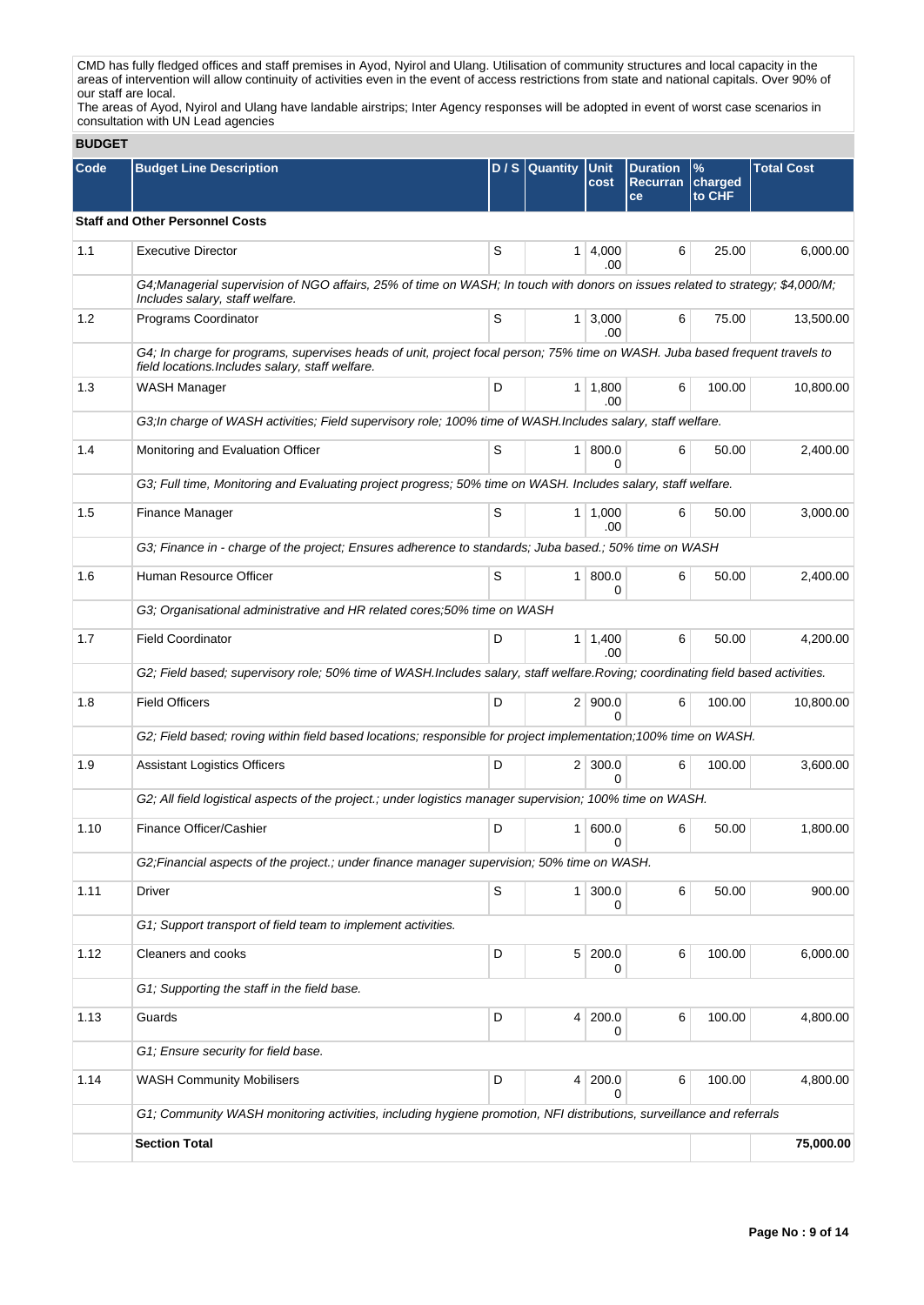CMD has fully fledged offices and staff premises in Ayod, Nyirol and Ulang. Utilisation of community structures and local capacity in the areas of intervention will allow continuity of activities even in the event of access restrictions from state and national capitals. Over 90% of our staff are local.
The areas of Ayod, Nyirol and Ulang have landable airstrips; Inter Agency responses will be adopted in event of worst case scenarios in consultation with UN Lead agencies

## BUDGET

| Code | Budget Line Description | D / S | Quantity | Unit cost | Duration Recurrance | % charged to CHF | Total Cost |
|---|---|---|---|---|---|---|---|
| **Staff and Other Personnel Costs** | | | | | | | |
| 1.1 | Executive Director | S | 1 | 4,000.00 | 6 | 25.00 | 6,000.00 |
| | *G4;Managerial supervision of NGO affairs, 25% of time on WASH; In touch with donors on issues related to strategy; $4,000/M; Includes salary, staff welfare.* | | | | | | |
| 1.2 | Programs Coordinator | S | 1 | 3,000.00 | 6 | 75.00 | 13,500.00 |
| | *G4; In charge for programs, supervises heads of unit, project focal person; 75% time on WASH. Juba based frequent travels to field locations.Includes salary, staff welfare.* | | | | | | |
| 1.3 | WASH Manager | D | 1 | 1,800.00 | 6 | 100.00 | 10,800.00 |
| | *G3;In charge of WASH activities; Field supervisory role; 100% time of WASH.Includes salary, staff welfare.* | | | | | | |
| 1.4 | Monitoring and Evaluation Officer | S | 1 | 800.00 | 6 | 50.00 | 2,400.00 |
| | *G3; Full time, Monitoring and Evaluating project progress; 50% time on WASH. Includes salary, staff welfare.* | | | | | | |
| 1.5 | Finance Manager | S | 1 | 1,000.00 | 6 | 50.00 | 3,000.00 |
| | *G3; Finance in - charge of the project; Ensures adherence to standards; Juba based.; 50% time on WASH* | | | | | | |
| 1.6 | Human Resource Officer | S | 1 | 800.00 | 6 | 50.00 | 2,400.00 |
| | *G3; Organisational administrative and HR related cores;50% time on WASH* | | | | | | |
| 1.7 | Field Coordinator | D | 1 | 1,400.00 | 6 | 50.00 | 4,200.00 |
| | *G2; Field based; supervisory role; 50% time of WASH.Includes salary, staff welfare.Roving; coordinating field based activities.* | | | | | | |
| 1.8 | Field Officers | D | 2 | 900.00 | 6 | 100.00 | 10,800.00 |
| | *G2; Field based; roving within field based locations; responsible for project implementation;100% time on WASH.* | | | | | | |
| 1.9 | Assistant Logistics Officers | D | 2 | 300.00 | 6 | 100.00 | 3,600.00 |
| | *G2; All field logistical aspects of the project.; under logistics manager supervision; 100% time on WASH.* | | | | | | |
| 1.10 | Finance Officer/Cashier | D | 1 | 600.00 | 6 | 50.00 | 1,800.00 |
| | *G2;Financial aspects of the project.; under finance manager supervision; 50% time on WASH.* | | | | | | |
| 1.11 | Driver | S | 1 | 300.00 | 6 | 50.00 | 900.00 |
| | *G1; Support transport of field team to implement activities.* | | | | | | |
| 1.12 | Cleaners and cooks | D | 5 | 200.00 | 6 | 100.00 | 6,000.00 |
| | *G1; Supporting the staff in the field base.* | | | | | | |
| 1.13 | Guards | D | 4 | 200.00 | 6 | 100.00 | 4,800.00 |
| | *G1; Ensure security for field base.* | | | | | | |
| 1.14 | WASH Community Mobilisers | D | 4 | 200.00 | 6 | 100.00 | 4,800.00 |
| | *G1; Community WASH monitoring activities, including hygiene promotion, NFI distributions, surveillance and referrals* | | | | | | |
| | **Section Total** | | | | | | **75,000.00** |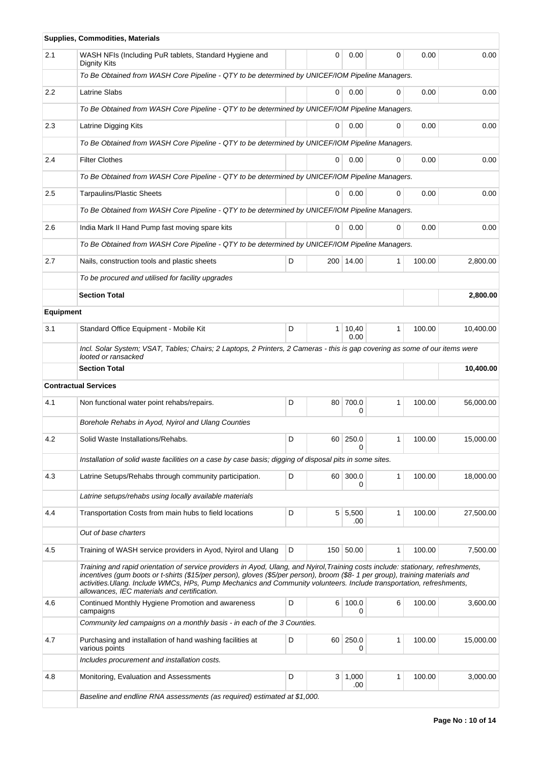| | **Supplies, Commodities, Materials** | | | | | | |
|---|---|---|---|---|---|---|---|
| 2.1 | WASH NFIs (Including PuR tablets, Standard Hygiene and Dignity Kits | | 0 | 0.00 | 0 | 0.00 | 0.00 |
| | *To Be Obtained from WASH Core Pipeline - QTY to be determined by UNICEF/IOM Pipeline Managers.* | | | | | | |
| 2.2 | Latrine Slabs | | 0 | 0.00 | 0 | 0.00 | 0.00 |
| | *To Be Obtained from WASH Core Pipeline - QTY to be determined by UNICEF/IOM Pipeline Managers.* | | | | | | |
| 2.3 | Latrine Digging Kits | | 0 | 0.00 | 0 | 0.00 | 0.00 |
| | *To Be Obtained from WASH Core Pipeline - QTY to be determined by UNICEF/IOM Pipeline Managers.* | | | | | | |
| 2.4 | Filter Clothes | | 0 | 0.00 | 0 | 0.00 | 0.00 |
| | *To Be Obtained from WASH Core Pipeline - QTY to be determined by UNICEF/IOM Pipeline Managers.* | | | | | | |
| 2.5 | Tarpaulins/Plastic Sheets | | 0 | 0.00 | 0 | 0.00 | 0.00 |
| | *To Be Obtained from WASH Core Pipeline - QTY to be determined by UNICEF/IOM Pipeline Managers.* | | | | | | |
| 2.6 | India Mark II Hand Pump fast moving spare kits | | 0 | 0.00 | 0 | 0.00 | 0.00 |
| | *To Be Obtained from WASH Core Pipeline - QTY to be determined by UNICEF/IOM Pipeline Managers.* | | | | | | |
| 2.7 | Nails, construction tools and plastic sheets | D | 200 | 14.00 | 1 | 100.00 | 2,800.00 |
| | *To be procured and utilised for facility upgrades* | | | | | | |
| | **Section Total** | | | | | | **2,800.00** |
| **Equipment** | | | | | | | |
| 3.1 | Standard Office Equipment - Mobile Kit | D | 1 | 10,400.00 | 1 | 100.00 | 10,400.00 |
| | *Incl. Solar System; VSAT, Tables; Chairs; 2 Laptops, 2 Printers, 2 Cameras - this is gap covering as some of our items were looted or ransacked* | | | | | | |
| | **Section Total** | | | | | | **10,400.00** |
| **Contractual Services** | | | | | | | |
| 4.1 | Non functional water point rehabs/repairs. | D | 80 | 700.00 | 1 | 100.00 | 56,000.00 |
| | *Borehole Rehabs in Ayod, Nyirol and Ulang Counties* | | | | | | |
| 4.2 | Solid Waste Installations/Rehabs. | D | 60 | 250.00 | 1 | 100.00 | 15,000.00 |
| | *Installation of solid waste facilities on a case by case basis; digging of disposal pits in some sites.* | | | | | | |
| 4.3 | Latrine Setups/Rehabs through community participation. | D | 60 | 300.00 | 1 | 100.00 | 18,000.00 |
| | *Latrine setups/rehabs using locally available materials* | | | | | | |
| 4.4 | Transportation Costs from main hubs to field locations | D | 5 | 5,500.00 | 1 | 100.00 | 27,500.00 |
| | *Out of base charters* | | | | | | |
| 4.5 | Training of WASH service providers in Ayod, Nyirol and Ulang | D | 150 | 50.00 | 1 | 100.00 | 7,500.00 |
| | *Training and rapid orientation of service providers in Ayod, Ulang, and Nyirol,Training costs include: stationary, refreshments, incentives (gum boots or t-shirts ($15/per person), gloves ($5/per person), broom ($8- 1 per group), training materials and activities.Ulang. Include WMCs, HPs, Pump Mechanics and Community volunteers. Include transportation, refreshments, allowances, IEC materials and certification.* | | | | | | |
| 4.6 | Continued Monthly Hygiene Promotion and awareness campaigns | D | 6 | 100.00 | 6 | 100.00 | 3,600.00 |
| | *Community led campaigns on a monthly basis - in each of the 3 Counties.* | | | | | | |
| 4.7 | Purchasing and installation of hand washing facilities at various points | D | 60 | 250.00 | 1 | 100.00 | 15,000.00 |
| | *Includes procurement and installation costs.* | | | | | | |
| 4.8 | Monitoring, Evaluation and Assessments | D | 3 | 1,000.00 | 1 | 100.00 | 3,000.00 |
| | *Baseline and endline RNA assessments (as required) estimated at $1,000.* | | | | | | |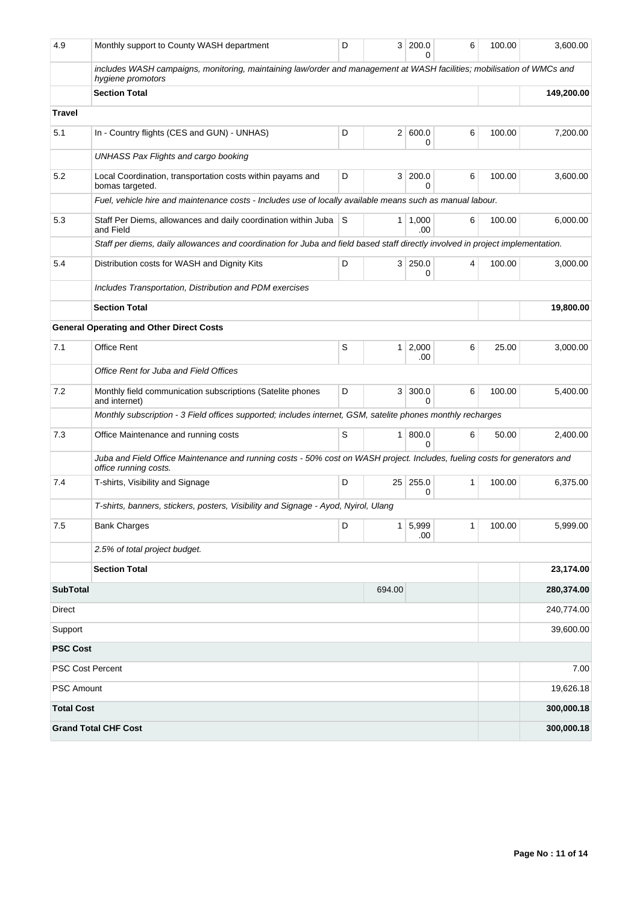| | | | | | | | |
|---|---|---|---|---|---|---|---|
| 4.9 | Monthly support to County WASH department | D | 3 | 200.00 | 6 | 100.00 | 3,600.00 |
| | *includes WASH campaigns, monitoring, maintaining law/order and management at WASH facilities; mobilisation of WMCs and hygiene promotors* | | | | | | |
| | **Section Total** | | | | | | **149,200.00** |
| **Travel** | | | | | | | |
| 5.1 | In - Country flights (CES and GUN) - UNHAS) | D | 2 | 600.00 | 6 | 100.00 | 7,200.00 |
| | *UNHASS Pax Flights and cargo booking* | | | | | | |
| 5.2 | Local Coordination, transportation costs within payams and bomas targeted. | D | 3 | 200.00 | 6 | 100.00 | 3,600.00 |
| | *Fuel, vehicle hire and maintenance costs - Includes use of locally available means such as manual labour.* | | | | | | |
| 5.3 | Staff Per Diems, allowances and daily coordination within Juba and Field | S | 1 | 1,000.00 | 6 | 100.00 | 6,000.00 |
| | *Staff per diems, daily allowances and coordination for Juba and field based staff directly involved in project implementation.* | | | | | | |
| 5.4 | Distribution costs for WASH and Dignity Kits | D | 3 | 250.00 | 4 | 100.00 | 3,000.00 |
| | *Includes Transportation, Distribution and PDM exercises* | | | | | | |
| | **Section Total** | | | | | | **19,800.00** |
| | **General Operating and Other Direct Costs** | | | | | | |
| 7.1 | Office Rent | S | 1 | 2,000.00 | 6 | 25.00 | 3,000.00 |
| | *Office Rent for Juba and Field Offices* | | | | | | |
| 7.2 | Monthly field communication subscriptions (Satelite phones and internet) | D | 3 | 300.00 | 6 | 100.00 | 5,400.00 |
| | *Monthly subscription - 3 Field offices supported; includes internet, GSM, satelite phones monthly recharges* | | | | | | |
| 7.3 | Office Maintenance and running costs | S | 1 | 800.00 | 6 | 50.00 | 2,400.00 |
| | *Juba and Field Office Maintenance and running costs - 50% cost on WASH project. Includes, fueling costs for generators and office running costs.* | | | | | | |
| 7.4 | T-shirts, Visibility and Signage | D | 25 | 255.00 | 1 | 100.00 | 6,375.00 |
| | *T-shirts, banners, stickers, posters, Visibility and Signage - Ayod, Nyirol, Ulang* | | | | | | |
| 7.5 | Bank Charges | D | 1 | 5,999.00 | 1 | 100.00 | 5,999.00 |
| | *2.5% of total project budget.* | | | | | | |
| | **Section Total** | | | | | | **23,174.00** |
| **SubTotal** | | | 694.00 | | | | **280,374.00** |
| Direct | | | | | | | 240,774.00 |
| Support | | | | | | | 39,600.00 |
| **PSC Cost** | | | | | | | |
| PSC Cost Percent | | | | | | | 7.00 |
| PSC Amount | | | | | | | 19,626.18 |
| **Total Cost** | | | | | | | **300,000.18** |
| **Grand Total CHF Cost** | | | | | | | **300,000.18** |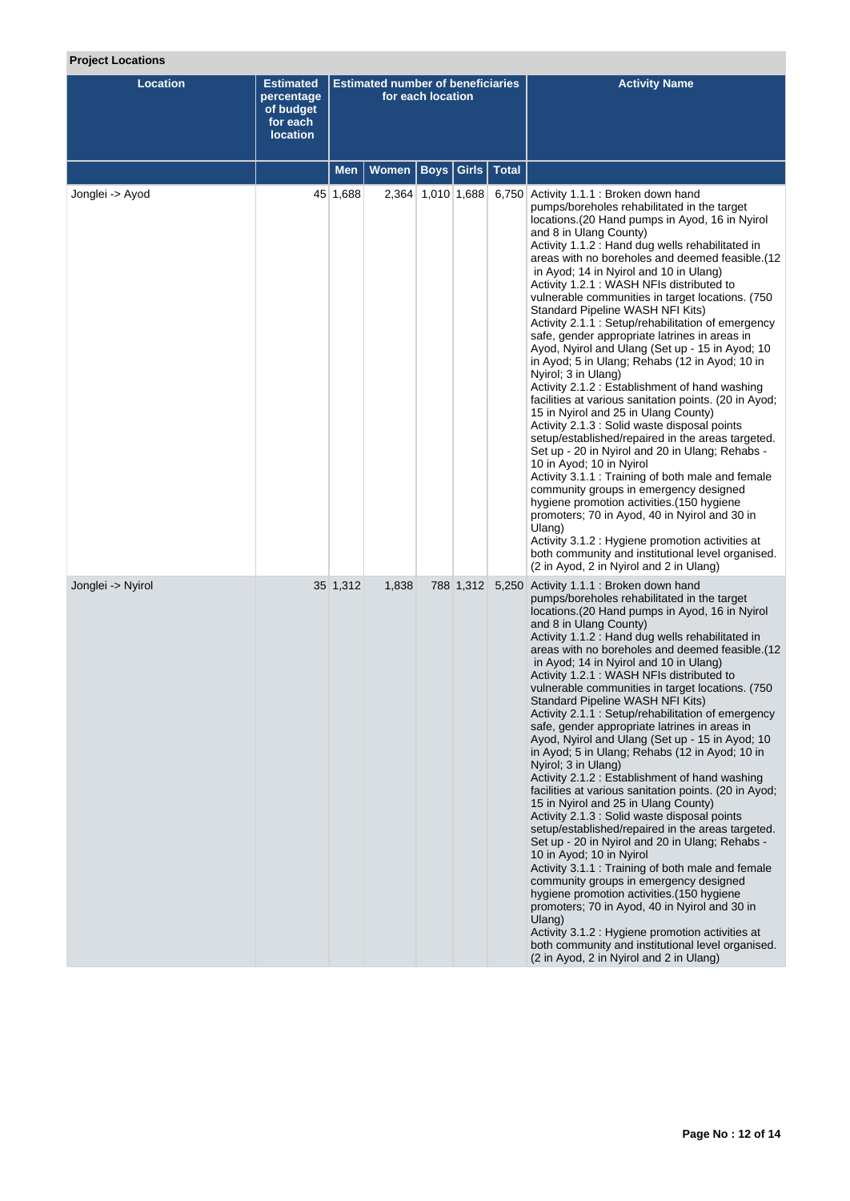**Project Locations**

| Location | Estimated percentage of budget for each location | Estimated number of beneficiaries for each location | | | | | Activity Name |
|---|---|---|---|---|---|---|---|
| | | Men | Women | Boys | Girls | Total | |
| Jonglei -> Ayod | 45 | 1,688 | 2,364 | 1,010 | 1,688 | 6,750 | Activity 1.1.1 : Broken down hand pumps/boreholes rehabilitated in the target locations.(20 Hand pumps in Ayod, 16 in Nyirol and 8 in Ulang County)<br>Activity 1.1.2 : Hand dug wells rehabilitated in areas with no boreholes and deemed feasible.(12 in Ayod; 14 in Nyirol and 10 in Ulang)<br>Activity 1.2.1 : WASH NFIs distributed to vulnerable communities in target locations. (750 Standard Pipeline WASH NFI Kits)<br>Activity 2.1.1 : Setup/rehabilitation of emergency safe, gender appropriate latrines in areas in Ayod, Nyirol and Ulang (Set up - 15 in Ayod; 10 in Ayod; 5 in Ulang; Rehabs (12 in Ayod; 10 in Nyirol; 3 in Ulang)<br>Activity 2.1.2 : Establishment of hand washing facilities at various sanitation points. (20 in Ayod; 15 in Nyirol and 25 in Ulang County)<br>Activity 2.1.3 : Solid waste disposal points setup/established/repaired in the areas targeted. Set up - 20 in Nyirol and 20 in Ulang; Rehabs - 10 in Ayod; 10 in Nyirol<br>Activity 3.1.1 : Training of both male and female community groups in emergency designed hygiene promotion activities.(150 hygiene promoters; 70 in Ayod, 40 in Nyirol and 30 in Ulang)<br>Activity 3.1.2 : Hygiene promotion activities at both community and institutional level organised. (2 in Ayod, 2 in Nyirol and 2 in Ulang) |
| Jonglei -> Nyirol | 35 | 1,312 | 1,838 | 788 | 1,312 | 5,250 | Activity 1.1.1 : Broken down hand pumps/boreholes rehabilitated in the target locations.(20 Hand pumps in Ayod, 16 in Nyirol and 8 in Ulang County)<br>Activity 1.1.2 : Hand dug wells rehabilitated in areas with no boreholes and deemed feasible.(12 in Ayod; 14 in Nyirol and 10 in Ulang)<br>Activity 1.2.1 : WASH NFIs distributed to vulnerable communities in target locations. (750 Standard Pipeline WASH NFI Kits)<br>Activity 2.1.1 : Setup/rehabilitation of emergency safe, gender appropriate latrines in areas in Ayod, Nyirol and Ulang (Set up - 15 in Ayod; 10 in Ayod; 5 in Ulang; Rehabs (12 in Ayod; 10 in Nyirol; 3 in Ulang)<br>Activity 2.1.2 : Establishment of hand washing facilities at various sanitation points. (20 in Ayod; 15 in Nyirol and 25 in Ulang County)<br>Activity 2.1.3 : Solid waste disposal points setup/established/repaired in the areas targeted. Set up - 20 in Nyirol and 20 in Ulang; Rehabs - 10 in Ayod; 10 in Nyirol<br>Activity 3.1.1 : Training of both male and female community groups in emergency designed hygiene promotion activities.(150 hygiene promoters; 70 in Ayod, 40 in Nyirol and 30 in Ulang)<br>Activity 3.1.2 : Hygiene promotion activities at both community and institutional level organised. (2 in Ayod, 2 in Nyirol and 2 in Ulang) |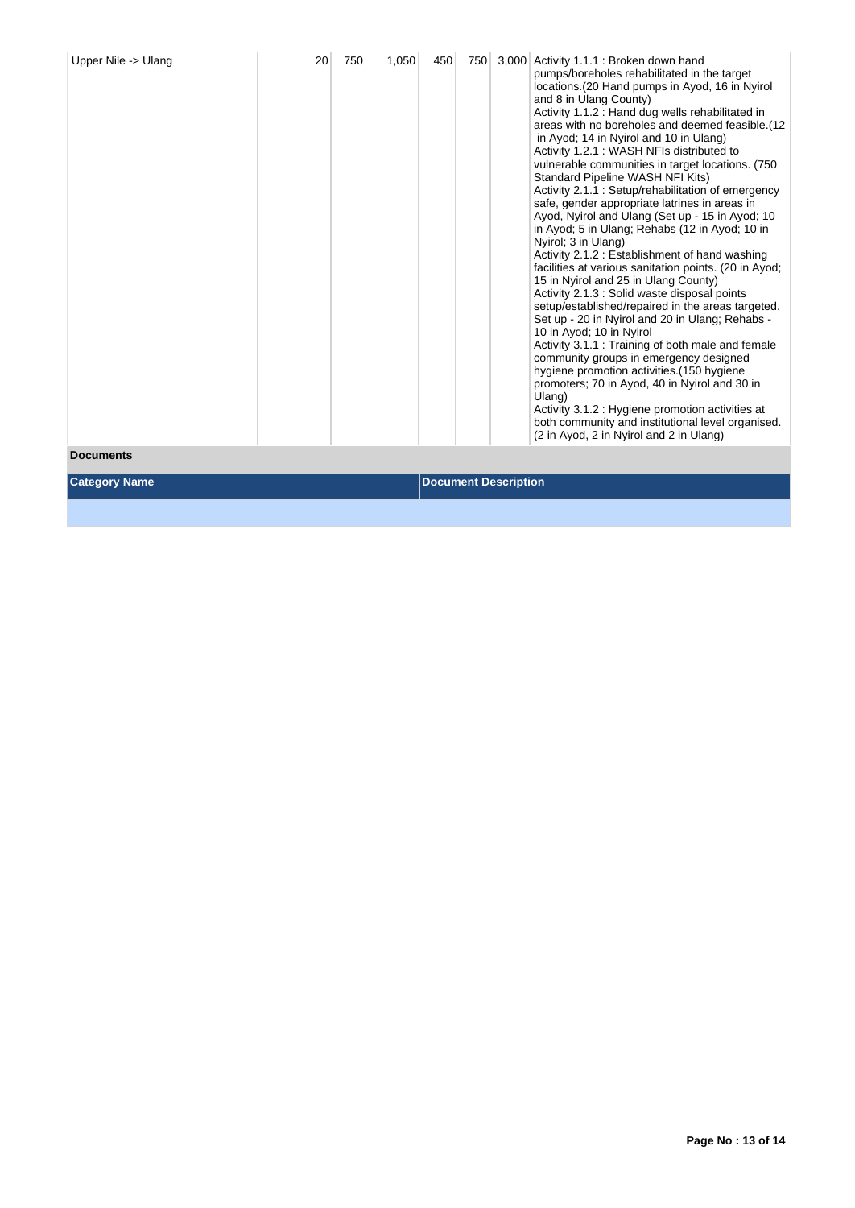| | | | | | | | |
|---|---|---|---|---|---|---|---|
| Upper Nile -> Ulang | 20 | 750 | 1,050 | 450 | 750 | 3,000 | Activity 1.1.1 : Broken down hand pumps/boreholes rehabilitated in the target locations.(20 Hand pumps in Ayod, 16 in Nyirol and 8 in Ulang County)<br>Activity 1.1.2 : Hand dug wells rehabilitated in areas with no boreholes and deemed feasible.(12 in Ayod; 14 in Nyirol and 10 in Ulang)<br>Activity 1.2.1 : WASH NFIs distributed to vulnerable communities in target locations. (750 Standard Pipeline WASH NFI Kits)<br>Activity 2.1.1 : Setup/rehabilitation of emergency safe, gender appropriate latrines in areas in Ayod, Nyirol and Ulang (Set up - 15 in Ayod; 10 in Ayod; 5 in Ulang; Rehabs (12 in Ayod; 10 in Nyirol; 3 in Ulang)<br>Activity 2.1.2 : Establishment of hand washing facilities at various sanitation points. (20 in Ayod; 15 in Nyirol and 25 in Ulang County)<br>Activity 2.1.3 : Solid waste disposal points setup/established/repaired in the areas targeted. Set up - 20 in Nyirol and 20 in Ulang; Rehabs - 10 in Ayod; 10 in Nyirol<br>Activity 3.1.1 : Training of both male and female community groups in emergency designed hygiene promotion activities.(150 hygiene promoters; 70 in Ayod, 40 in Nyirol and 30 in Ulang)<br>Activity 3.1.2 : Hygiene promotion activities at both community and institutional level organised. (2 in Ayod, 2 in Nyirol and 2 in Ulang) |

**Documents**

| Category Name | Document Description |
|---|---|
| | |